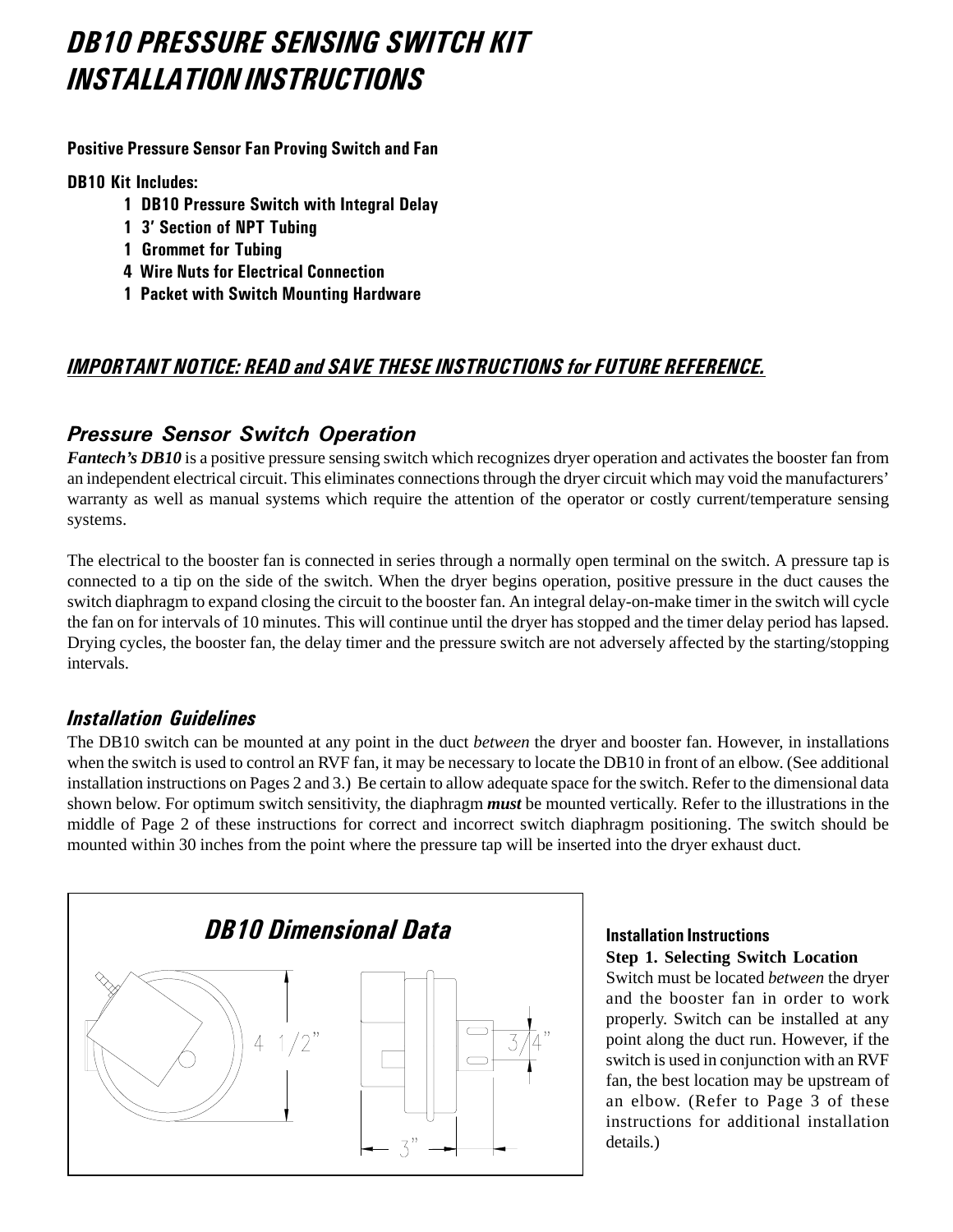# DB10 PRESSURE SENSING SWITCH KIT INSTALLATION INSTRUCTIONS

**Positive Pressure Sensor Fan Proving Switch and Fan**

**DB10 Kit Includes:**

- **1 DB10 Pressure Switch with Integral Delay**
- **1 3' Section of NPT Tubing**
- **1 Grommet for Tubing**
- **4 Wire Nuts for Electrical Connection**
- **1 Packet with Switch Mounting Hardware**

***IMPORTANT NOTICE: READ and SAVE THESE INSTRUCTIONS for FUTURE REFERENCE.***

## *Pressure Sensor Switch Operation*

***Fantech's DB10*** is a positive pressure sensing switch which recognizes dryer operation and activates the booster fan from an independent electrical circuit. This eliminates connections through the dryer circuit which may void the manufacturers' warranty as well as manual systems which require the attention of the operator or costly current/temperature sensing systems.

The electrical to the booster fan is connected in series through a normally open terminal on the switch. A pressure tap is connected to a tip on the side of the switch. When the dryer begins operation, positive pressure in the duct causes the switch diaphragm to expand closing the circuit to the booster fan. An integral delay-on-make timer in the switch will cycle the fan on for intervals of 10 minutes. This will continue until the dryer has stopped and the timer delay period has lapsed. Drying cycles, the booster fan, the delay timer and the pressure switch are not adversely affected by the starting/stopping intervals.

## *Installation Guidelines*

The DB10 switch can be mounted at any point in the duct *between* the dryer and booster fan. However, in installations when the switch is used to control an RVF fan, it may be necessary to locate the DB10 in front of an elbow. (See additional installation instructions on Pages 2 and 3.) Be certain to allow adequate space for the switch. Refer to the dimensional data shown below. For optimum switch sensitivity, the diaphragm ***must*** be mounted vertically. Refer to the illustrations in the middle of Page 2 of these instructions for correct and incorrect switch diaphragm positioning. The switch should be mounted within 30 inches from the point where the pressure tap will be inserted into the dryer exhaust duct.

## *DB10 Dimensional Data*

4 1/2"

3/4"

3"

### Installation Instructions

**Step 1. Selecting Switch Location**

Switch must be located *between* the dryer and the booster fan in order to work properly. Switch can be installed at any point along the duct run. However, if the switch is used in conjunction with an RVF fan, the best location may be upstream of an elbow. (Refer to Page 3 of these instructions for additional installation details.)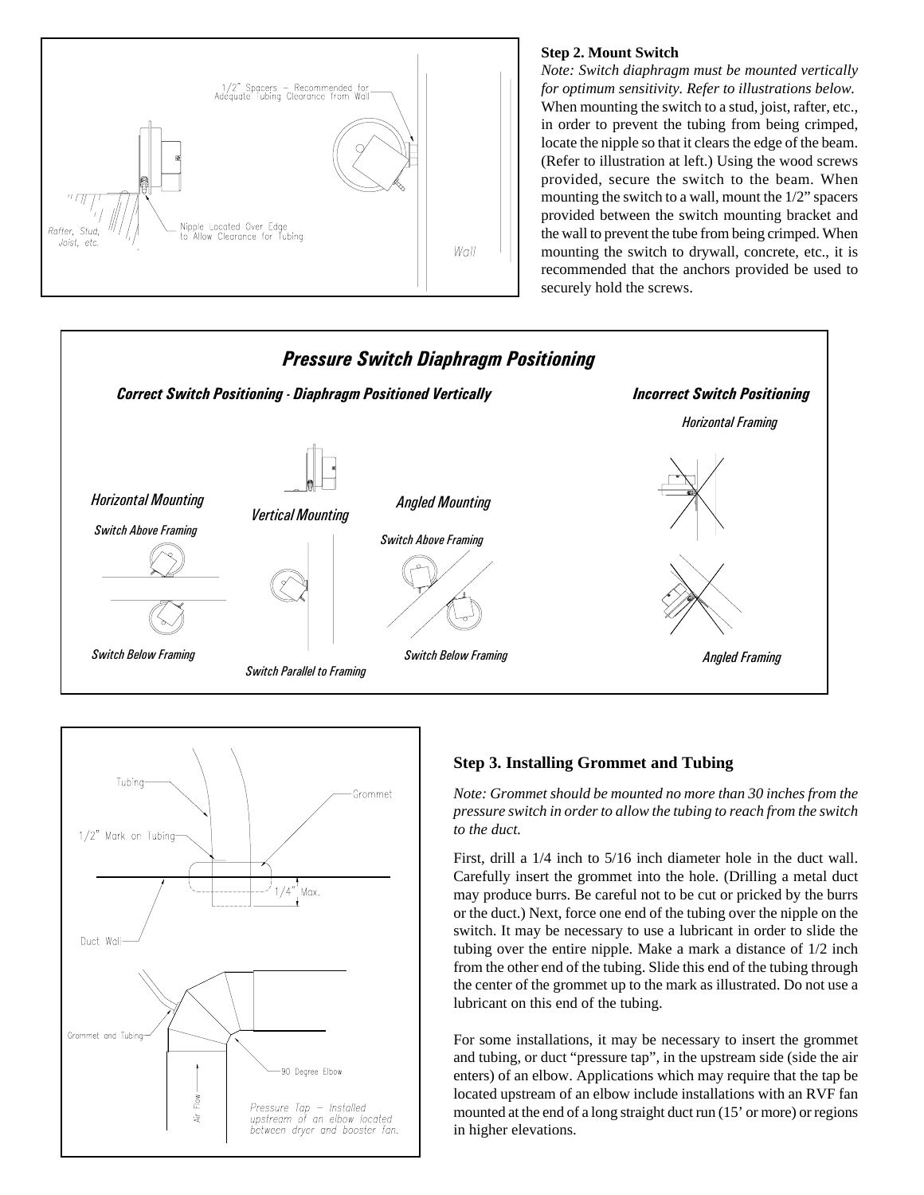### Step 2. Mount Switch

*Note: Switch diaphragm must be mounted vertically for optimum sensitivity. Refer to illustrations below.*

When mounting the switch to a stud, joist, rafter, etc., in order to prevent the tubing from being crimped, locate the nipple so that it clears the edge of the beam. (Refer to illustration at left.) Using the wood screws provided, secure the switch to the beam. When mounting the switch to a wall, mount the 1/2" spacers provided between the switch mounting bracket and the wall to prevent the tube from being crimped. When mounting the switch to drywall, concrete, etc., it is recommended that the anchors provided be used to securely hold the screws.

### Step 3. Installing Grommet and Tubing

*Note: Grommet should be mounted no more than 30 inches from the pressure switch in order to allow the tubing to reach from the switch to the duct.*

First, drill a 1/4 inch to 5/16 inch diameter hole in the duct wall. Carefully insert the grommet into the hole. (Drilling a metal duct may produce burrs. Be careful not to be cut or pricked by the burrs or the duct.) Next, force one end of the tubing over the nipple on the switch. It may be necessary to use a lubricant in order to slide the tubing over the entire nipple. Make a mark a distance of 1/2 inch from the other end of the tubing. Slide this end of the tubing through the center of the grommet up to the mark as illustrated. Do not use a lubricant on this end of the tubing.

For some installations, it may be necessary to insert the grommet and tubing, or duct "pressure tap", in the upstream side (side the air enters) of an elbow. Applications which may require that the tap be located upstream of an elbow include installations with an RVF fan mounted at the end of a long straight duct run (15' or more) or regions in higher elevations.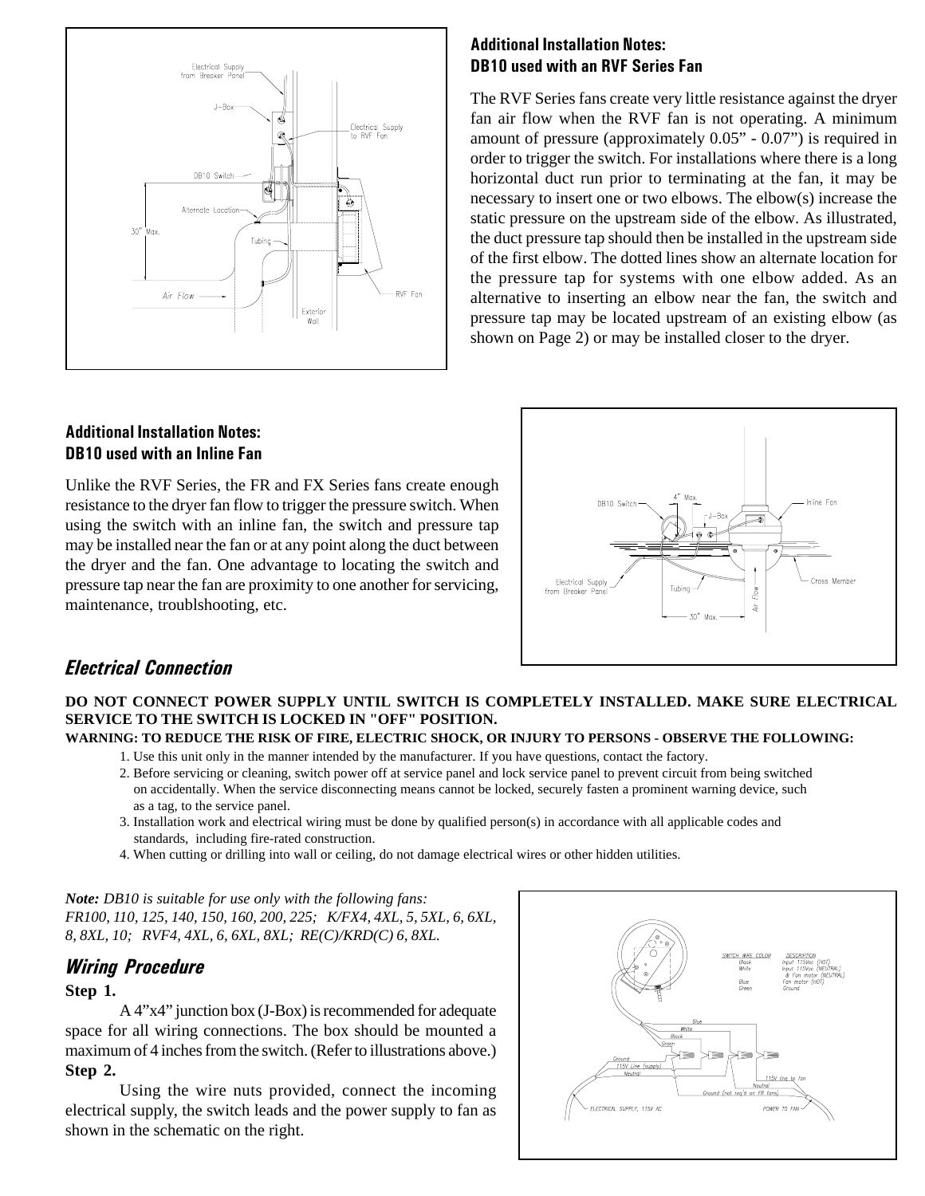**Additional Installation Notes:**
**DB10 used with an RVF Series Fan**

The RVF Series fans create very little resistance against the dryer fan air flow when the RVF fan is not operating. A minimum amount of pressure (approximately 0.05” - 0.07”) is required in order to trigger the switch. For installations where there is a long horizontal duct run prior to terminating at the fan, it may be necessary to insert one or two elbows. The elbow(s) increase the static pressure on the upstream side of the elbow. As illustrated, the duct pressure tap should then be installed in the upstream side of the first elbow. The dotted lines show an alternate location for the pressure tap for systems with one elbow added. As an alternative to inserting an elbow near the fan, the switch and pressure tap may be located upstream of an existing elbow (as shown on Page 2) or may be installed closer to the dryer.

**Additional Installation Notes:**
**DB10 used with an Inline Fan**

Unlike the RVF Series, the FR and FX Series fans create enough resistance to the dryer fan flow to trigger the pressure switch. When using the switch with an inline fan, the switch and pressure tap may be installed near the fan or at any point along the duct between the dryer and the fan. One advantage to locating the switch and pressure tap near the fan are proximity to one another for servicing, maintenance, troublshooting, etc.

## *Electrical Connection*

**DO NOT CONNECT POWER SUPPLY UNTIL SWITCH IS COMPLETELY INSTALLED. MAKE SURE ELECTRICAL SERVICE TO THE SWITCH IS LOCKED IN "OFF" POSITION.**

**WARNING: TO REDUCE THE RISK OF FIRE, ELECTRIC SHOCK, OR INJURY TO PERSONS - OBSERVE THE FOLLOWING:**

1. Use this unit only in the manner intended by the manufacturer. If you have questions, contact the factory.
2. Before servicing or cleaning, switch power off at service panel and lock service panel to prevent circuit from being switched on accidentally. When the service disconnecting means cannot be locked, securely fasten a prominent warning device, such as a tag, to the service panel.
3. Installation work and electrical wiring must be done by qualified person(s) in accordance with all applicable codes and standards, including fire-rated construction.
4. When cutting or drilling into wall or ceiling, do not damage electrical wires or other hidden utilities.

***Note:*** *DB10 is suitable for use only with the following fans: FR100, 110, 125, 140, 150, 160, 200, 225; K/FX4, 4XL, 5, 5XL, 6, 6XL, 8, 8XL, 10; RVF4, 4XL, 6, 6XL, 8XL; RE(C)/KRD(C) 6, 8XL.*

## *Wiring Procedure*

**Step 1.**

A 4”x4” junction box (J-Box) is recommended for adequate space for all wiring connections. The box should be mounted a maximum of 4 inches from the switch. (Refer to illustrations above.)

**Step 2.**

Using the wire nuts provided, connect the incoming electrical supply, the switch leads and the power supply to fan as shown in the schematic on the right.

| SWITCH WIRE COLOR | DESCRIPTION |
|---|---|
| Black | Input 115Vac (HOT) |
| White | Input 115Vac (NEUTRAL) & Fan motor (NEUTRAL) |
| Blue | Fan motor (HOT) |
| Green | Ground |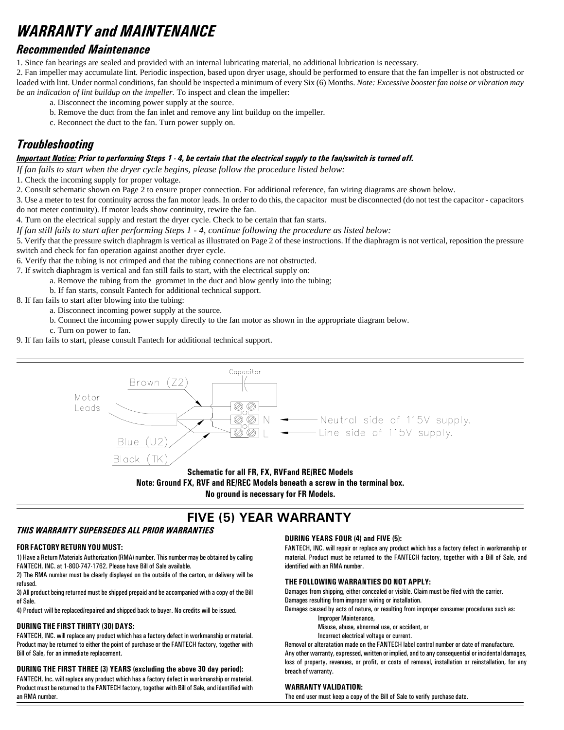# WARRANTY and MAINTENANCE

## Recommended Maintenance

1. Since fan bearings are sealed and provided with an internal lubricating material, no additional lubrication is necessary.
2. Fan impeller may accumulate lint. Periodic inspection, based upon dryer usage, should be performed to ensure that the fan impeller is not obstructed or loaded with lint. Under normal conditions, fan should be inspected a minimum of every Six (6) Months. *Note: Excessive booster fan noise or vibration may be an indication of lint buildup on the impeller.* To inspect and clean the impeller:
   - a. Disconnect the incoming power supply at the source.
   - b. Remove the duct from the fan inlet and remove any lint buildup on the impeller.
   - c. Reconnect the duct to the fan. Turn power supply on.

## Troubleshooting

***Important Notice:* Prior to performing Steps 1 - 4, be certain that the electrical supply to the fan/switch is turned off.**

*If fan fails to start when the dryer cycle begins, please follow the procedure listed below:*

1. Check the incoming supply for proper voltage.
2. Consult schematic shown on Page 2 to ensure proper connection. For additional reference, fan wiring diagrams are shown below.
3. Use a meter to test for continuity across the fan motor leads. In order to do this, the capacitor must be disconnected (do not test the capacitor - capacitors do not meter continuity). If motor leads show continuity, rewire the fan.
4. Turn on the electrical supply and restart the dryer cycle. Check to be certain that fan starts.

*If fan still fails to start after performing Steps 1 - 4, continue following the procedure as listed below:*

5. Verify that the pressure switch diaphragm is vertical as illustrated on Page 2 of these instructions. If the diaphragm is not vertical, reposition the pressure switch and check for fan operation against another dryer cycle.
6. Verify that the tubing is not crimped and that the tubing connections are not obstructed.
7. If switch diaphragm is vertical and fan still fails to start, with the electrical supply on:
   - a. Remove the tubing from the grommet in the duct and blow gently into the tubing;
   - b. If fan starts, consult Fantech for additional technical support.
8. If fan fails to start after blowing into the tubing:
   - a. Disconnect incoming power supply at the source.
   - b. Connect the incoming power supply directly to the fan motor as shown in the appropriate diagram below.
   - c. Turn on power to fan.
9. If fan fails to start, please consult Fantech for additional technical support.

Capacitor
Brown (Z2)
Motor Leads
N
L
Neutral side of 115V supply.
Line side of 115V supply.
Blue (U2)
Black (TK)

**Schematic for all FR, FX, RVFand RE/REC Models**
**Note: Ground FX, RVF and RE/REC Models beneath a screw in the terminal box.**
**No ground is necessary for FR Models.**

## FIVE (5) YEAR WARRANTY

***THIS WARRANTY SUPERSEDES ALL PRIOR WARRANTIES***

### FOR FACTORY RETURN YOU MUST:

1) Have a Return Materials Authorization (RMA) number. This number may be obtained by calling FANTECH, INC. at 1-800-747-1762. Please have Bill of Sale available.
2) The RMA number must be clearly displayed on the outside of the carton, or delivery will be refused.
3) All product being returned must be shipped prepaid and be accompanied with a copy of the Bill of Sale.
4) Product will be replaced/repaired and shipped back to buyer. No credits will be issued.

### DURING THE FIRST THIRTY (30) DAYS:

FANTECH, INC. will replace any product which has a factory defect in workmanship or material. Product may be returned to either the point of purchase or the FANTECH factory, together with Bill of Sale, for an immediate replacement.

### DURING THE FIRST THREE (3) YEARS (excluding the above 30 day period):

FANTECH, Inc. will replace any product which has a factory defect in workmanship or material. Product must be returned to the FANTECH factory, together with Bill of Sale, and identified with an RMA number.

### DURING YEARS FOUR (4) and FIVE (5):

FANTECH, INC. will repair or replace any product which has a factory defect in workmanship or material. Product must be returned to the FANTECH factory, together with a Bill of Sale, and identified with an RMA number.

### THE FOLLOWING WARRANTIES DO NOT APPLY:

Damages from shipping, either concealed or visible. Claim must be filed with the carrier.
Damages resulting from improper wiring or installation.
Damages caused by acts of nature, or resulting from improper consumer procedures such as:
- Improper Maintenance,
- Misuse, abuse, abnormal use, or accident, or
- Incorrect electrical voltage or current.

Removal or alteratation made on the FANTECH label control number or date of manufacture.
Any other warranty, expressed, written or implied, and to any consequential or incidental damages, loss of property, revenues, or profit, or costs of removal, installation or reinstallation, for any breach of warranty.

### WARRANTY VALIDATION:

The end user must keep a copy of the Bill of Sale to verify purchase date.